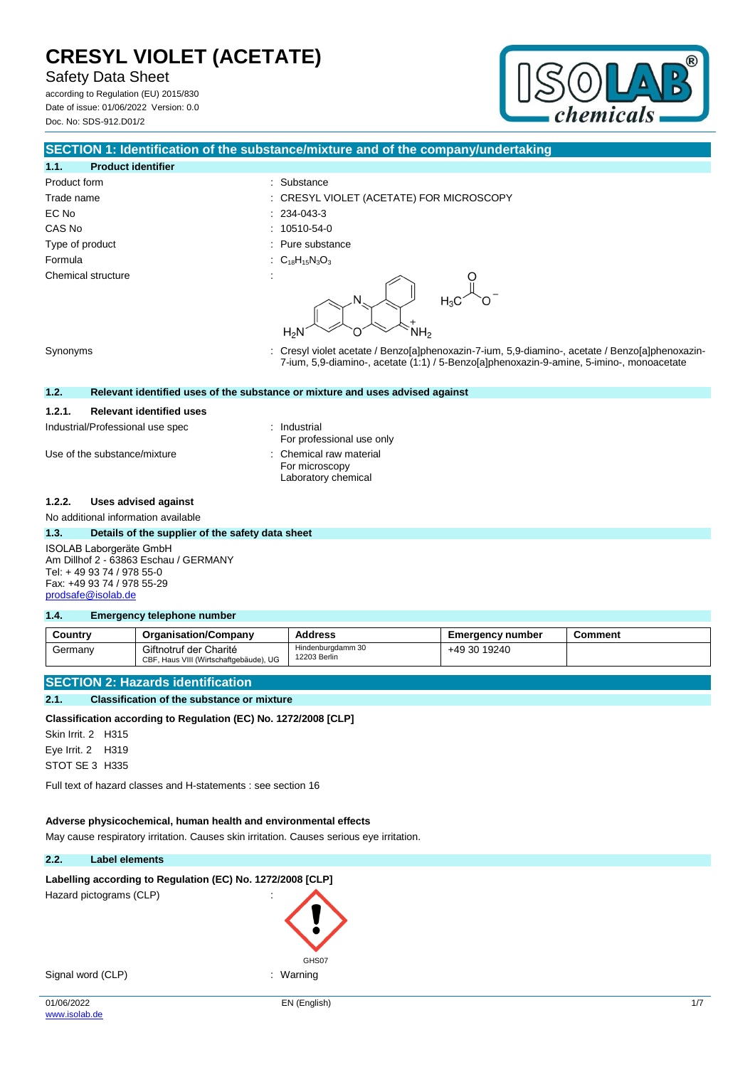# CRESYL VIOLET (ACETATE)

Safety Data Sheet

according to Regulation (EU) 2015/830

Date of issue: 01/06/2022 Version: 0.0

Doc. No: SDS-912.D01/2

## SECTION 1: Identification of the substance/mixture and of the company/undertaking

### 1.1. Product identifier

Product form : Substance

Trade name : CRESYL VIOLET (ACETATE) FOR MICROSCOPY

EC No : 234-043-3

CAS No : 10510-54-0

Type of product : Pure substance

Formula : $C_{18}H_{15}N_3O_3$

Chemical structure :

Synonyms : Cresyl violet acetate / Benzo[a]phenoxazin-7-ium, 5,9-diamino-, acetate / Benzo[a]phenoxazin-7-ium, 5,9-diamino-, acetate (1:1) / 5-Benzo[a]phenoxazin-9-amine, 5-imino-, monoacetate

### 1.2. Relevant identified uses of the substance or mixture and uses advised against

#### 1.2.1. Relevant identified uses

Industrial/Professional use spec : Industrial
For professional use only

Use of the substance/mixture : Chemical raw material
For microscopy
Laboratory chemical

#### 1.2.2. Uses advised against

No additional information available

### 1.3. Details of the supplier of the safety data sheet

ISOLAB Laborgeräte GmbH
Am Dillhof 2 - 63863 Eschau / GERMANY
Tel: + 49 93 74 / 978 55-0
Fax: +49 93 74 / 978 55-29
prodsafe@isolab.de

### 1.4. Emergency telephone number

| Country | Organisation/Company | Address | Emergency number | Comment |
|---|---|---|---|---|
| Germany | Giftnotruf der Charité<br>CBF, Haus VIII (Wirtschaftgebäude), UG | Hindenburgdamm 30<br>12203 Berlin | +49 30 19240 | |

## SECTION 2: Hazards identification

### 2.1. Classification of the substance or mixture

**Classification according to Regulation (EC) No. 1272/2008 [CLP]**

Skin Irrit. 2 H315

Eye Irrit. 2 H319

STOT SE 3 H335

Full text of hazard classes and H-statements : see section 16

**Adverse physicochemical, human health and environmental effects**

May cause respiratory irritation. Causes skin irritation. Causes serious eye irritation.

### 2.2. Label elements

**Labelling according to Regulation (EC) No. 1272/2008 [CLP]**

Hazard pictograms (CLP) :

GHS07

Signal word (CLP) : Warning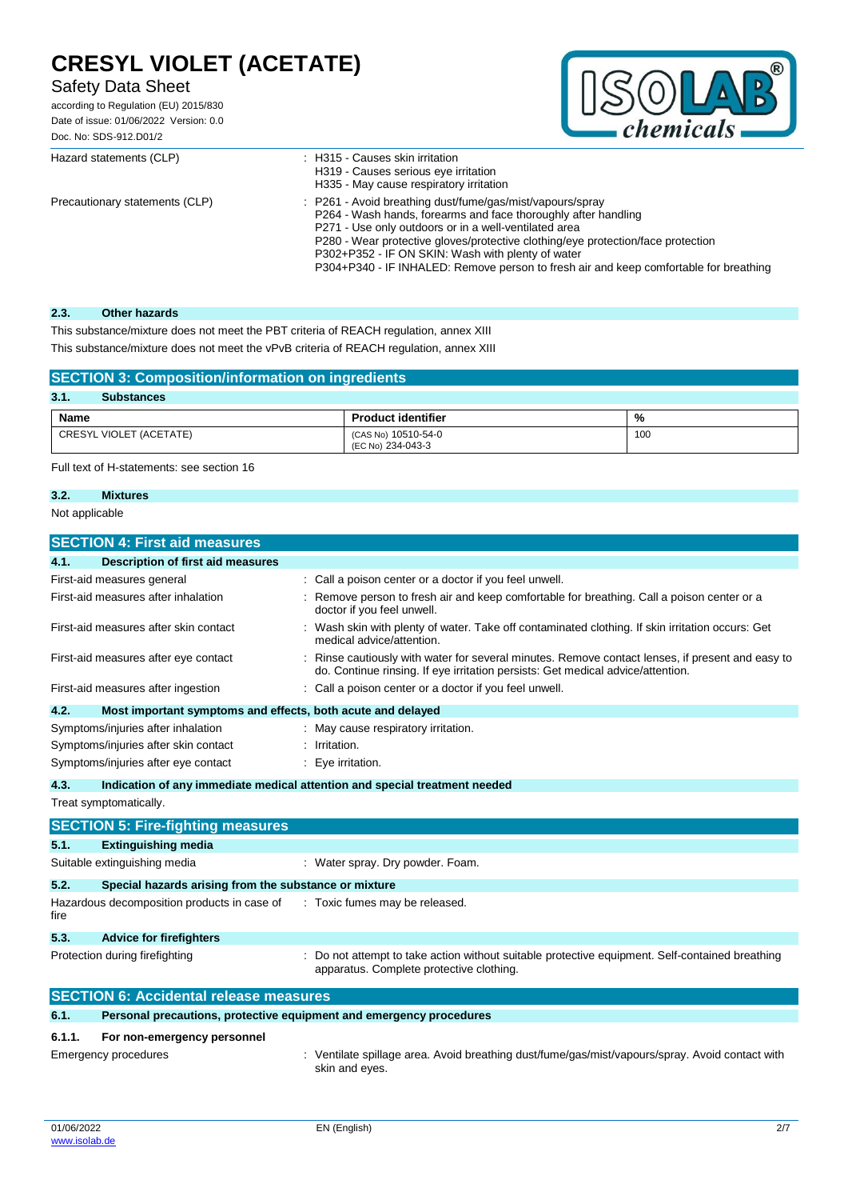| | |
|---|---|
| Hazard statements (CLP) | : H315 - Causes skin irritation<br>H319 - Causes serious eye irritation<br>H335 - May cause respiratory irritation |
| Precautionary statements (CLP) | : P261 - Avoid breathing dust/fume/gas/mist/vapours/spray<br>P264 - Wash hands, forearms and face thoroughly after handling<br>P271 - Use only outdoors or in a well-ventilated area<br>P280 - Wear protective gloves/protective clothing/eye protection/face protection<br>P302+P352 - IF ON SKIN: Wash with plenty of water<br>P304+P340 - IF INHALED: Remove person to fresh air and keep comfortable for breathing |

### 2.3. Other hazards

This substance/mixture does not meet the PBT criteria of REACH regulation, annex XIII

This substance/mixture does not meet the vPvB criteria of REACH regulation, annex XIII

## SECTION 3: Composition/information on ingredients

### 3.1. Substances

| Name | Product identifier | % |
|---|---|---|
| CRESYL VIOLET (ACETATE) | (CAS No) 10510-54-0<br>(EC No) 234-043-3 | 100 |

Full text of H-statements: see section 16

### 3.2. Mixtures

Not applicable

## SECTION 4: First aid measures

### 4.1. Description of first aid measures

| | |
|---|---|
| First-aid measures general | : Call a poison center or a doctor if you feel unwell. |
| First-aid measures after inhalation | : Remove person to fresh air and keep comfortable for breathing. Call a poison center or a doctor if you feel unwell. |
| First-aid measures after skin contact | : Wash skin with plenty of water. Take off contaminated clothing. If skin irritation occurs: Get medical advice/attention. |
| First-aid measures after eye contact | : Rinse cautiously with water for several minutes. Remove contact lenses, if present and easy to do. Continue rinsing. If eye irritation persists: Get medical advice/attention. |
| First-aid measures after ingestion | : Call a poison center or a doctor if you feel unwell. |

### 4.2. Most important symptoms and effects, both acute and delayed

| | |
|---|---|
| Symptoms/injuries after inhalation | : May cause respiratory irritation. |
| Symptoms/injuries after skin contact | : Irritation. |
| Symptoms/injuries after eye contact | : Eye irritation. |

### 4.3. Indication of any immediate medical attention and special treatment needed

Treat symptomatically.

## SECTION 5: Fire-fighting measures

### 5.1. Extinguishing media

| | |
|---|---|
| Suitable extinguishing media | : Water spray. Dry powder. Foam. |

### 5.2. Special hazards arising from the substance or mixture

| | |
|---|---|
| Hazardous decomposition products in case of fire | : Toxic fumes may be released. |

### 5.3. Advice for firefighters

| | |
|---|---|
| Protection during firefighting | : Do not attempt to take action without suitable protective equipment. Self-contained breathing apparatus. Complete protective clothing. |

## SECTION 6: Accidental release measures

### 6.1. Personal precautions, protective equipment and emergency procedures

#### 6.1.1. For non-emergency personnel

| | |
|---|---|
| Emergency procedures | : Ventilate spillage area. Avoid breathing dust/fume/gas/mist/vapours/spray. Avoid contact with skin and eyes. |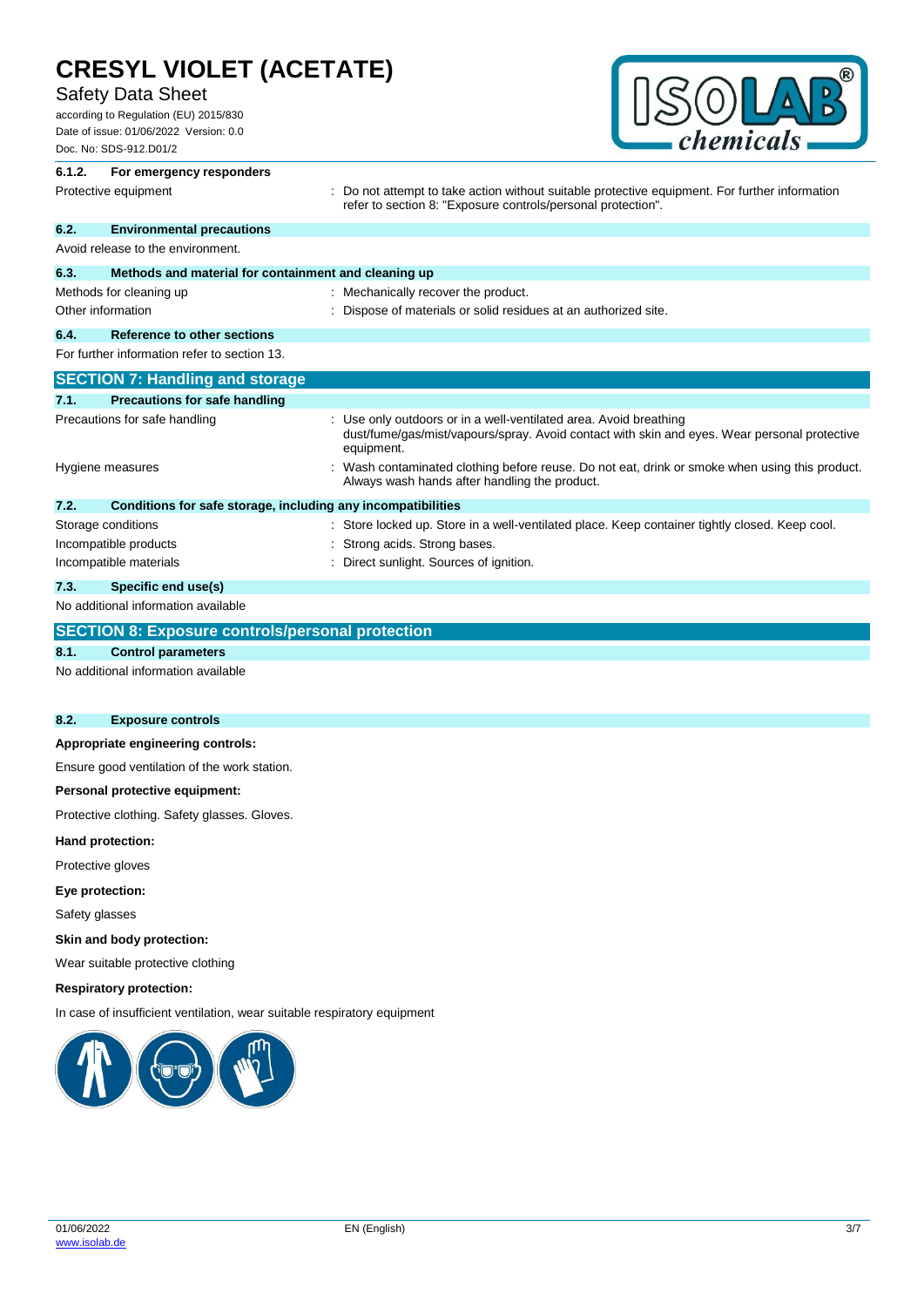#### 6.1.2. For emergency responders

| | |
|---|---|
| Protective equipment | : Do not attempt to take action without suitable protective equipment. For further information refer to section 8: "Exposure controls/personal protection". |

### 6.2. Environmental precautions

Avoid release to the environment.

### 6.3. Methods and material for containment and cleaning up

| | |
|---|---|
| Methods for cleaning up | : Mechanically recover the product. |
| Other information | : Dispose of materials or solid residues at an authorized site. |

### 6.4. Reference to other sections

For further information refer to section 13.

## SECTION 7: Handling and storage

### 7.1. Precautions for safe handling

| | |
|---|---|
| Precautions for safe handling | : Use only outdoors or in a well-ventilated area. Avoid breathing dust/fume/gas/mist/vapours/spray. Avoid contact with skin and eyes. Wear personal protective equipment. |
| Hygiene measures | : Wash contaminated clothing before reuse. Do not eat, drink or smoke when using this product. Always wash hands after handling the product. |

### 7.2. Conditions for safe storage, including any incompatibilities

| | |
|---|---|
| Storage conditions | : Store locked up. Store in a well-ventilated place. Keep container tightly closed. Keep cool. |
| Incompatible products | : Strong acids. Strong bases. |
| Incompatible materials | : Direct sunlight. Sources of ignition. |

### 7.3. Specific end use(s)

No additional information available

## SECTION 8: Exposure controls/personal protection

### 8.1. Control parameters

No additional information available

### 8.2. Exposure controls

**Appropriate engineering controls:**

Ensure good ventilation of the work station.

**Personal protective equipment:**

Protective clothing. Safety glasses. Gloves.

**Hand protection:**

Protective gloves

**Eye protection:**

Safety glasses

**Skin and body protection:**

Wear suitable protective clothing

**Respiratory protection:**

In case of insufficient ventilation, wear suitable respiratory equipment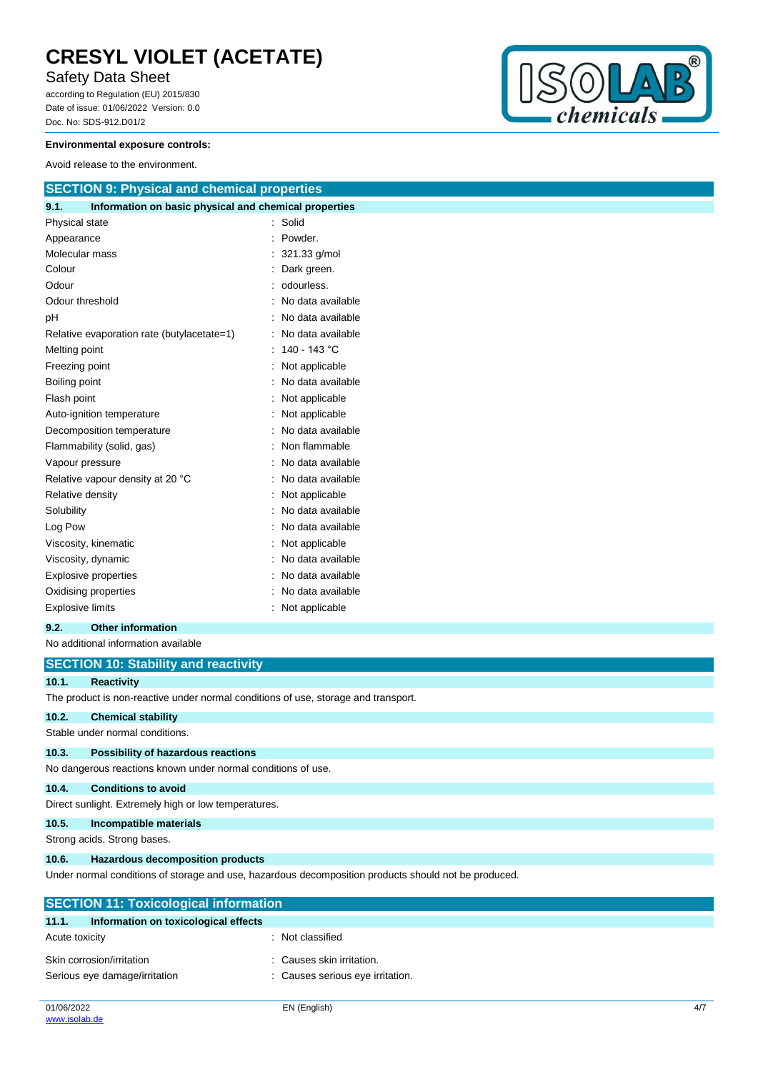**Environmental exposure controls:**

Avoid release to the environment.

## SECTION 9: Physical and chemical properties

### 9.1. Information on basic physical and chemical properties

| Property | Value |
|---|---|
| Physical state | Solid |
| Appearance | Powder. |
| Molecular mass | 321.33 g/mol |
| Colour | Dark green. |
| Odour | odourless. |
| Odour threshold | No data available |
| pH | No data available |
| Relative evaporation rate (butylacetate=1) | No data available |
| Melting point | 140 - 143 °C |
| Freezing point | Not applicable |
| Boiling point | No data available |
| Flash point | Not applicable |
| Auto-ignition temperature | Not applicable |
| Decomposition temperature | No data available |
| Flammability (solid, gas) | Non flammable |
| Vapour pressure | No data available |
| Relative vapour density at 20 °C | No data available |
| Relative density | Not applicable |
| Solubility | No data available |
| Log Pow | No data available |
| Viscosity, kinematic | Not applicable |
| Viscosity, dynamic | No data available |
| Explosive properties | No data available |
| Oxidising properties | No data available |
| Explosive limits | Not applicable |

### 9.2. Other information

No additional information available

## SECTION 10: Stability and reactivity

### 10.1. Reactivity

The product is non-reactive under normal conditions of use, storage and transport.

### 10.2. Chemical stability

Stable under normal conditions.

### 10.3. Possibility of hazardous reactions

No dangerous reactions known under normal conditions of use.

### 10.4. Conditions to avoid

Direct sunlight. Extremely high or low temperatures.

### 10.5. Incompatible materials

Strong acids. Strong bases.

### 10.6. Hazardous decomposition products

Under normal conditions of storage and use, hazardous decomposition products should not be produced.

## SECTION 11: Toxicological information

### 11.1. Information on toxicological effects

| Property | Value |
|---|---|
| Acute toxicity | Not classified |
| Skin corrosion/irritation | Causes skin irritation. |
| Serious eye damage/irritation | Causes serious eye irritation. |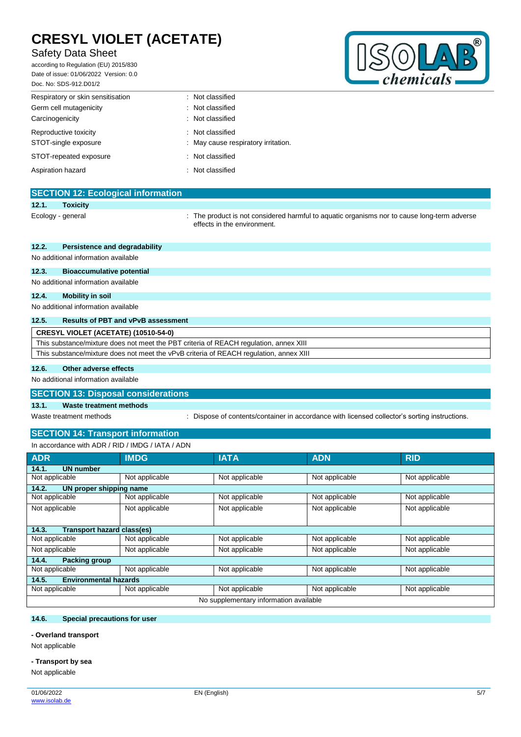| | |
|---|---|
| Respiratory or skin sensitisation | : Not classified |
| Germ cell mutagenicity | : Not classified |
| Carcinogenicity | : Not classified |
| Reproductive toxicity | : Not classified |
| STOT-single exposure | : May cause respiratory irritation. |
| STOT-repeated exposure | : Not classified |
| Aspiration hazard | : Not classified |

## SECTION 12: Ecological information

### 12.1. Toxicity

Ecology - general : The product is not considered harmful to aquatic organisms nor to cause long-term adverse effects in the environment.

### 12.2. Persistence and degradability

No additional information available

### 12.3. Bioaccumulative potential

No additional information available

### 12.4. Mobility in soil

No additional information available

### 12.5. Results of PBT and vPvB assessment

| CRESYL VIOLET (ACETATE) (10510-54-0) |
|---|
| This substance/mixture does not meet the PBT criteria of REACH regulation, annex XIII |
| This substance/mixture does not meet the vPvB criteria of REACH regulation, annex XIII |

### 12.6. Other adverse effects

No additional information available

## SECTION 13: Disposal considerations

### 13.1. Waste treatment methods

Waste treatment methods : Dispose of contents/container in accordance with licensed collector's sorting instructions.

## SECTION 14: Transport information

In accordance with ADR / RID / IMDG / IATA / ADN

| ADR | IMDG | IATA | ADN | RID |
|---|---|---|---|---|
| **14.1. UN number** | | | | |
| Not applicable | Not applicable | Not applicable | Not applicable | Not applicable |
| **14.2. UN proper shipping name** | | | | |
| Not applicable | Not applicable | Not applicable | Not applicable | Not applicable |
| Not applicable | Not applicable | Not applicable | Not applicable | Not applicable |
| **14.3. Transport hazard class(es)** | | | | |
| Not applicable | Not applicable | Not applicable | Not applicable | Not applicable |
| Not applicable | Not applicable | Not applicable | Not applicable | Not applicable |
| **14.4. Packing group** | | | | |
| Not applicable | Not applicable | Not applicable | Not applicable | Not applicable |
| **14.5. Environmental hazards** | | | | |
| Not applicable | Not applicable | Not applicable | Not applicable | Not applicable |
| No supplementary information available | | | | |

### 14.6. Special precautions for user

**- Overland transport**

Not applicable

**- Transport by sea**

Not applicable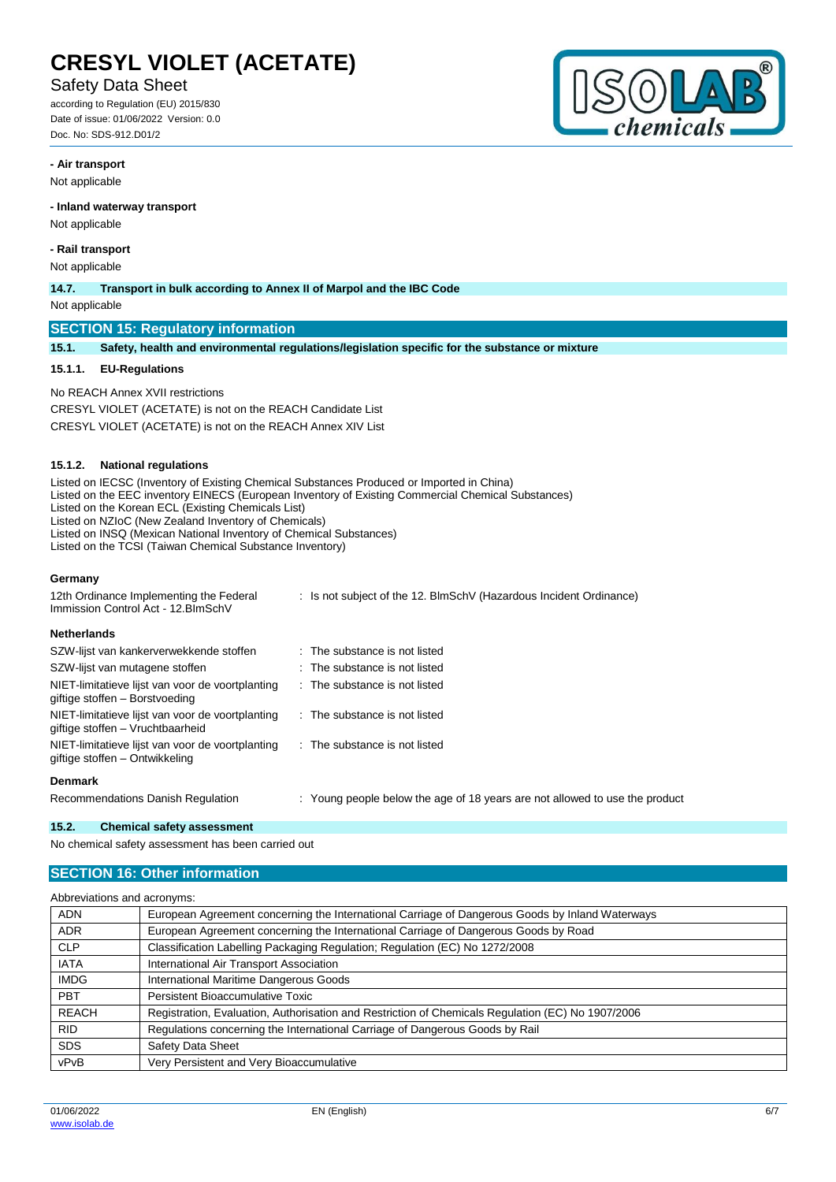**- Air transport**

Not applicable

**- Inland waterway transport**

Not applicable

**- Rail transport**

Not applicable

**14.7. Transport in bulk according to Annex II of Marpol and the IBC Code**

Not applicable

## SECTION 15: Regulatory information

**15.1. Safety, health and environmental regulations/legislation specific for the substance or mixture**

**15.1.1. EU-Regulations**

No REACH Annex XVII restrictions

CRESYL VIOLET (ACETATE) is not on the REACH Candidate List

CRESYL VIOLET (ACETATE) is not on the REACH Annex XIV List

**15.1.2. National regulations**

Listed on IECSC (Inventory of Existing Chemical Substances Produced or Imported in China)
Listed on the EEC inventory EINECS (European Inventory of Existing Commercial Chemical Substances)
Listed on the Korean ECL (Existing Chemicals List)
Listed on NZIoC (New Zealand Inventory of Chemicals)
Listed on INSQ (Mexican National Inventory of Chemical Substances)
Listed on the TCSI (Taiwan Chemical Substance Inventory)

**Germany**

| | |
|---|---|
| 12th Ordinance Implementing the Federal Immission Control Act - 12.BImSchV | : Is not subject of the 12. BlmSchV (Hazardous Incident Ordinance) |

**Netherlands**

| | |
|---|---|
| SZW-lijst van kankerverwekkende stoffen | : The substance is not listed |
| SZW-lijst van mutagene stoffen | : The substance is not listed |
| NIET-limitatieve lijst van voor de voortplanting giftige stoffen – Borstvoeding | : The substance is not listed |
| NIET-limitatieve lijst van voor de voortplanting giftige stoffen – Vruchtbaarheid | : The substance is not listed |
| NIET-limitatieve lijst van voor de voortplanting giftige stoffen – Ontwikkeling | : The substance is not listed |

**Denmark**

| | |
|---|---|
| Recommendations Danish Regulation | : Young people below the age of 18 years are not allowed to use the product |

**15.2. Chemical safety assessment**

No chemical safety assessment has been carried out

## SECTION 16: Other information

Abbreviations and acronyms:

| | |
|---|---|
| ADN | European Agreement concerning the International Carriage of Dangerous Goods by Inland Waterways |
| ADR | European Agreement concerning the International Carriage of Dangerous Goods by Road |
| CLP | Classification Labelling Packaging Regulation; Regulation (EC) No 1272/2008 |
| IATA | International Air Transport Association |
| IMDG | International Maritime Dangerous Goods |
| PBT | Persistent Bioaccumulative Toxic |
| REACH | Registration, Evaluation, Authorisation and Restriction of Chemicals Regulation (EC) No 1907/2006 |
| RID | Regulations concerning the International Carriage of Dangerous Goods by Rail |
| SDS | Safety Data Sheet |
| vPvB | Very Persistent and Very Bioaccumulative |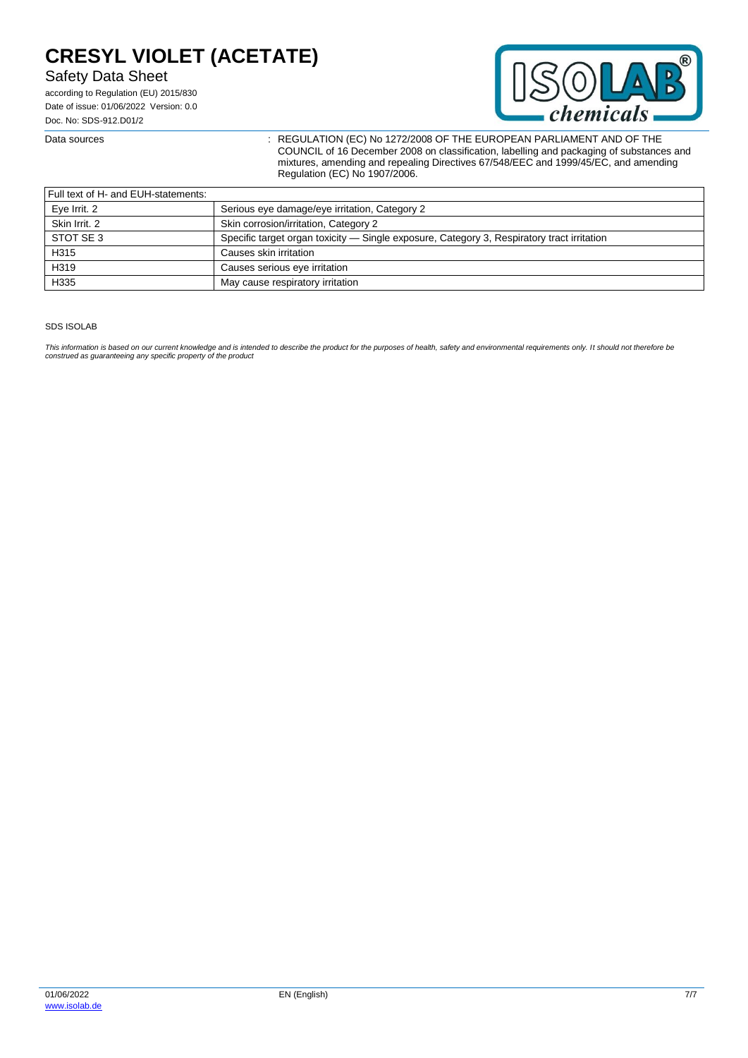Data sources : REGULATION (EC) No 1272/2008 OF THE EUROPEAN PARLIAMENT AND OF THE COUNCIL of 16 December 2008 on classification, labelling and packaging of substances and mixtures, amending and repealing Directives 67/548/EEC and 1999/45/EC, and amending Regulation (EC) No 1907/2006.

| Full text of H- and EUH-statements: | |
|---|---|
| Eye Irrit. 2 | Serious eye damage/eye irritation, Category 2 |
| Skin Irrit. 2 | Skin corrosion/irritation, Category 2 |
| STOT SE 3 | Specific target organ toxicity — Single exposure, Category 3, Respiratory tract irritation |
| H315 | Causes skin irritation |
| H319 | Causes serious eye irritation |
| H335 | May cause respiratory irritation |

SDS ISOLAB

*This information is based on our current knowledge and is intended to describe the product for the purposes of health, safety and environmental requirements only. It should not therefore be construed as guaranteeing any specific property of the product*